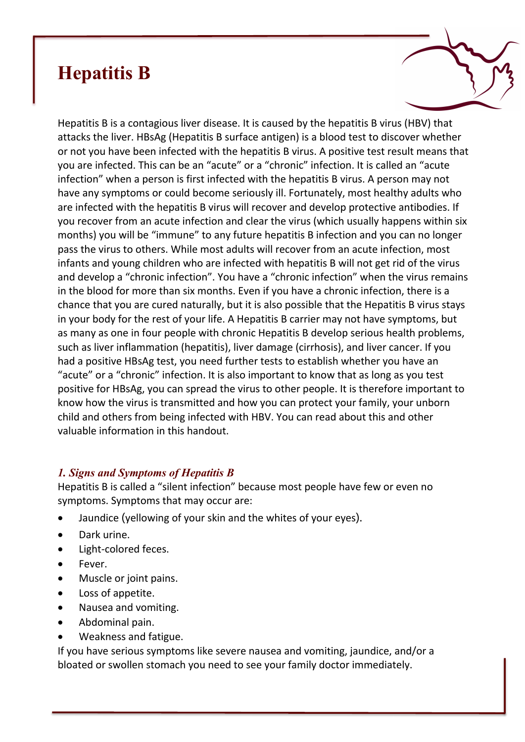# Hepatitis B

Hepatitis B is a contagious liver disease. It is caused by the hepatitis B virus (HBV) that attacks the liver. HBsAg (Hepatitis B surface antigen) is a blood test to discover whether or not you have been infected with the hepatitis B virus. A positive test result means that you are infected. This can be an “acute” or a “chronic” infection. It is called an “acute infection” when a person is first infected with the hepatitis B virus. A person may not have any symptoms or could become seriously ill. Fortunately, most healthy adults who are infected with the hepatitis B virus will recover and develop protective antibodies. If you recover from an acute infection and clear the virus (which usually happens within six months) you will be “immune” to any future hepatitis B infection and you can no longer pass the virus to others. While most adults will recover from an acute infection, most infants and young children who are infected with hepatitis B will not get rid of the virus and develop a “chronic infection”. You have a “chronic infection” when the virus remains in the blood for more than six months. Even if you have a chronic infection, there is a chance that you are cured naturally, but it is also possible that the Hepatitis B virus stays in your body for the rest of your life. A Hepatitis B carrier may not have symptoms, but as many as one in four people with chronic Hepatitis B develop serious health problems, such as liver inflammation (hepatitis), liver damage (cirrhosis), and liver cancer. If you had a positive HBsAg test, you need further tests to establish whether you have an “acute” or a “chronic” infection. It is also important to know that as long as you test positive for HBsAg, you can spread the virus to other people. It is therefore important to know how the virus is transmitted and how you can protect your family, your unborn child and others from being infected with HBV. You can read about this and other valuable information in this handout.

### *1. Signs and Symptoms of Hepatitis B*

Hepatitis B is called a “silent infection” because most people have few or even no symptoms. Symptoms that may occur are:

- Jaundice (yellowing of your skin and the whites of your eyes).
- Dark urine.
- Light-colored feces.
- Fever.
- Muscle or joint pains.
- Loss of appetite.
- Nausea and vomiting.
- Abdominal pain.
- Weakness and fatigue.

If you have serious symptoms like severe nausea and vomiting, jaundice, and/or a bloated or swollen stomach you need to see your family doctor immediately.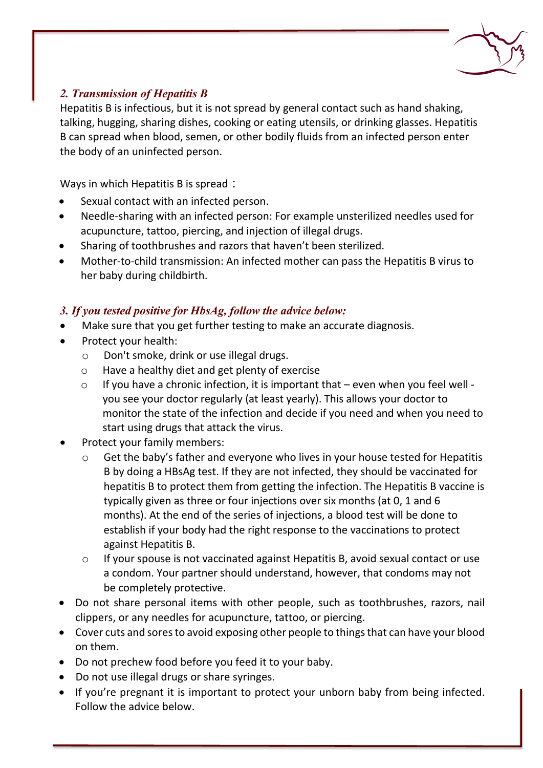## *2. Transmission of Hepatitis B*

Hepatitis B is infectious, but it is not spread by general contact such as hand shaking, talking, hugging, sharing dishes, cooking or eating utensils, or drinking glasses. Hepatitis B can spread when blood, semen, or other bodily fluids from an infected person enter the body of an uninfected person.

Ways in which Hepatitis B is spread：

- Sexual contact with an infected person.
- Needle-sharing with an infected person: For example unsterilized needles used for acupuncture, tattoo, piercing, and injection of illegal drugs.
- Sharing of toothbrushes and razors that haven't been sterilized.
- Mother-to-child transmission: An infected mother can pass the Hepatitis B virus to her baby during childbirth.

## *3. If you tested positive for HbsAg, follow the advice below:*

- Make sure that you get further testing to make an accurate diagnosis.
- Protect your health:
  - Don't smoke, drink or use illegal drugs.
  - Have a healthy diet and get plenty of exercise
  - If you have a chronic infection, it is important that – even when you feel well - you see your doctor regularly (at least yearly). This allows your doctor to monitor the state of the infection and decide if you need and when you need to start using drugs that attack the virus.
- Protect your family members:
  - Get the baby's father and everyone who lives in your house tested for Hepatitis B by doing a HBsAg test. If they are not infected, they should be vaccinated for hepatitis B to protect them from getting the infection. The Hepatitis B vaccine is typically given as three or four injections over six months (at 0, 1 and 6 months). At the end of the series of injections, a blood test will be done to establish if your body had the right response to the vaccinations to protect against Hepatitis B.
  - If your spouse is not vaccinated against Hepatitis B, avoid sexual contact or use a condom. Your partner should understand, however, that condoms may not be completely protective.
- Do not share personal items with other people, such as toothbrushes, razors, nail clippers, or any needles for acupuncture, tattoo, or piercing.
- Cover cuts and sores to avoid exposing other people to things that can have your blood on them.
- Do not prechew food before you feed it to your baby.
- Do not use illegal drugs or share syringes.
- If you're pregnant it is important to protect your unborn baby from being infected. Follow the advice below.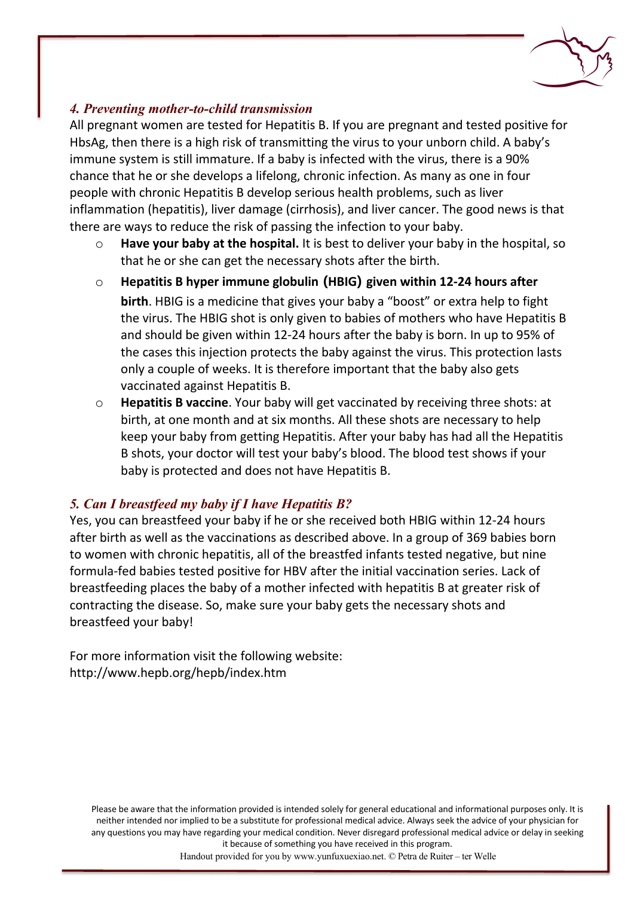### *4. Preventing mother-to-child transmission*

All pregnant women are tested for Hepatitis B. If you are pregnant and tested positive for HbsAg, then there is a high risk of transmitting the virus to your unborn child. A baby's immune system is still immature. If a baby is infected with the virus, there is a 90% chance that he or she develops a lifelong, chronic infection. As many as one in four people with chronic Hepatitis B develop serious health problems, such as liver inflammation (hepatitis), liver damage (cirrhosis), and liver cancer. The good news is that there are ways to reduce the risk of passing the infection to your baby.

- **Have your baby at the hospital.** It is best to deliver your baby in the hospital, so that he or she can get the necessary shots after the birth.
- **Hepatitis B hyper immune globulin (HBIG) given within 12-24 hours after birth**. HBIG is a medicine that gives your baby a "boost" or extra help to fight the virus. The HBIG shot is only given to babies of mothers who have Hepatitis B and should be given within 12-24 hours after the baby is born. In up to 95% of the cases this injection protects the baby against the virus. This protection lasts only a couple of weeks. It is therefore important that the baby also gets vaccinated against Hepatitis B.
- **Hepatitis B vaccine**. Your baby will get vaccinated by receiving three shots: at birth, at one month and at six months. All these shots are necessary to help keep your baby from getting Hepatitis. After your baby has had all the Hepatitis B shots, your doctor will test your baby's blood. The blood test shows if your baby is protected and does not have Hepatitis B.

### *5. Can I breastfeed my baby if I have Hepatitis B?*

Yes, you can breastfeed your baby if he or she received both HBIG within 12-24 hours after birth as well as the vaccinations as described above. In a group of 369 babies born to women with chronic hepatitis, all of the breastfed infants tested negative, but nine formula-fed babies tested positive for HBV after the initial vaccination series. Lack of breastfeeding places the baby of a mother infected with hepatitis B at greater risk of contracting the disease. So, make sure your baby gets the necessary shots and breastfeed your baby!

For more information visit the following website:
http://www.hepb.org/hepb/index.htm

Please be aware that the information provided is intended solely for general educational and informational purposes only. It is neither intended nor implied to be a substitute for professional medical advice. Always seek the advice of your physician for any questions you may have regarding your medical condition. Never disregard professional medical advice or delay in seeking it because of something you have received in this program.

Handout provided for you by www.yunfuxuexiao.net. © Petra de Ruiter – ter Welle